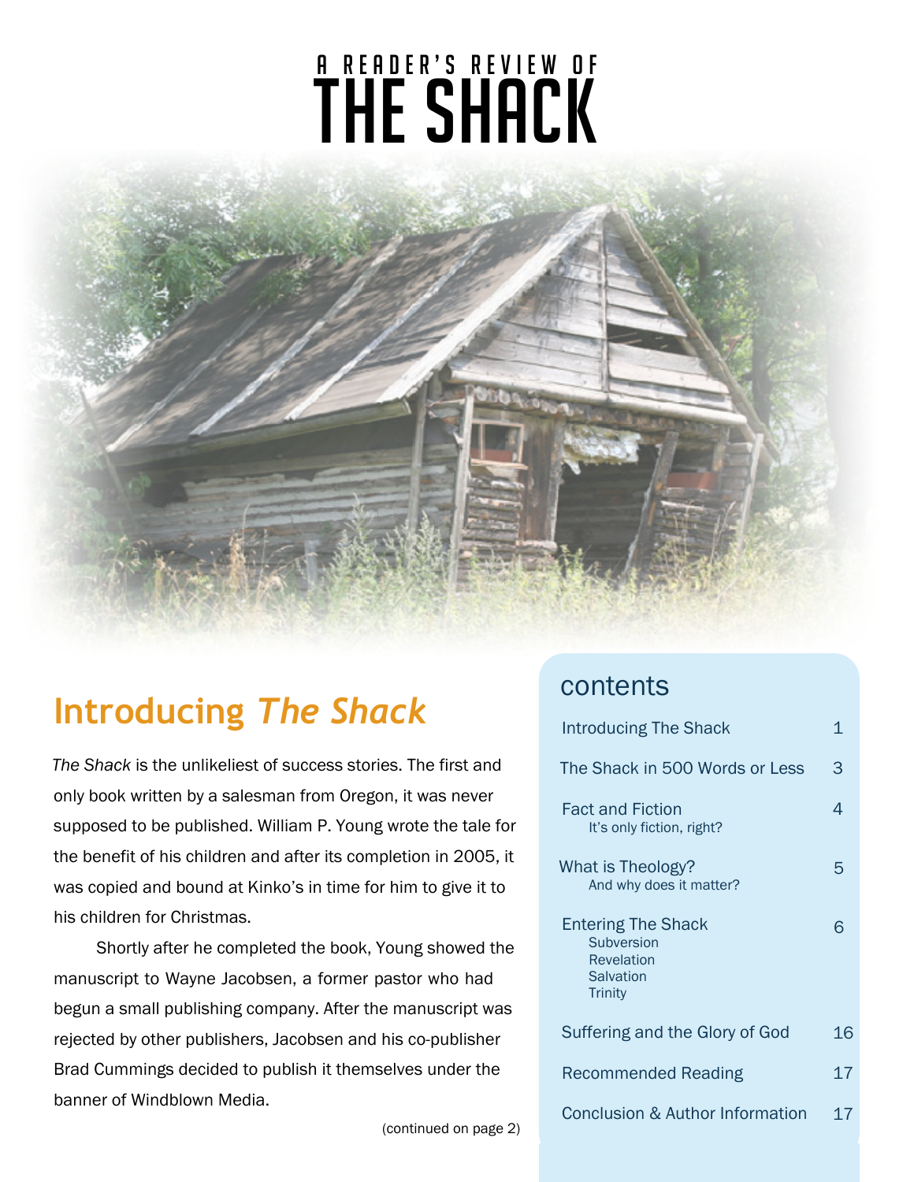# A Reader's Review of The Shack

## Introducing *The Shack*

*The Shack* is the unlikeliest of success stories. The first and only book written by a salesman from Oregon, it was never supposed to be published. William P. Young wrote the tale for the benefit of his children and after its completion in 2005, it was copied and bound at Kinko's in time for him to give it to his children for Christmas.

Shortly after he completed the book, Young showed the manuscript to Wayne Jacobsen, a former pastor who had begun a small publishing company. After the manuscript was rejected by other publishers, Jacobsen and his co-publisher Brad Cummings decided to publish it themselves under the banner of Windblown Media.

(continued on page 2)

## contents

| | |
|---|---|
| Introducing The Shack | 1 |
| The Shack in 500 Words or Less | 3 |
| Fact and Fiction<br>It's only fiction, right? | 4 |
| What is Theology?<br>And why does it matter? | 5 |
| Entering The Shack<br>Subversion<br>Revelation<br>Salvation<br>Trinity | 6 |
| Suffering and the Glory of God | 16 |
| Recommended Reading | 17 |
| Conclusion & Author Information | 17 |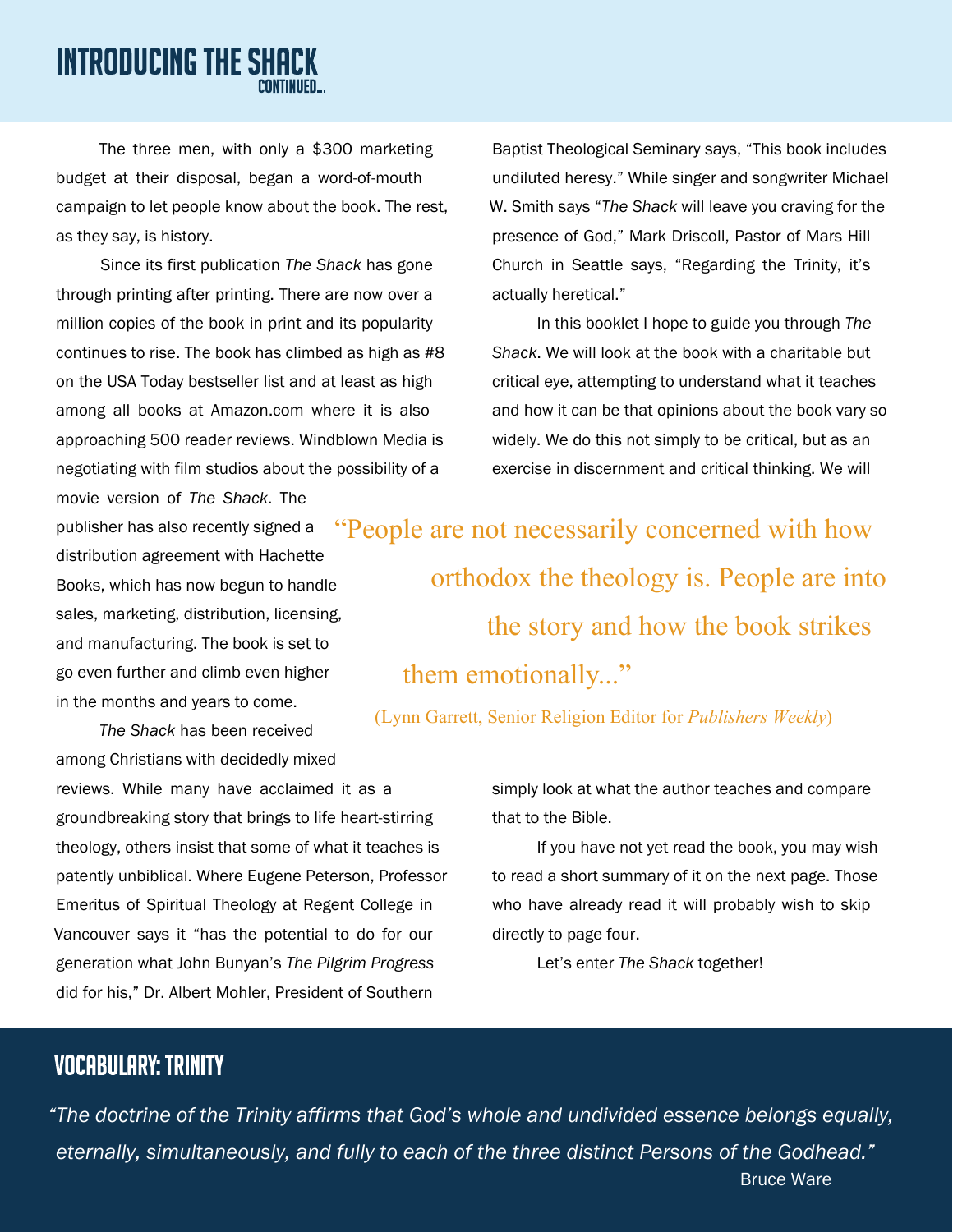# INTRODUCING THE SHACK CONTINUED...

The three men, with only a $300 marketing budget at their disposal, began a word-of-mouth campaign to let people know about the book. The rest, as they say, is history.

Since its first publication *The Shack* has gone through printing after printing. There are now over a million copies of the book in print and its popularity continues to rise. The book has climbed as high as #8 on the USA Today bestseller list and at least as high among all books at Amazon.com where it is also approaching 500 reader reviews. Windblown Media is negotiating with film studios about the possibility of a movie version of *The Shack*. The publisher has also recently signed a distribution agreement with Hachette Books, which has now begun to handle sales, marketing, distribution, licensing, and manufacturing. The book is set to go even further and climb even higher in the months and years to come.

*The Shack* has been received among Christians with decidedly mixed reviews. While many have acclaimed it as a groundbreaking story that brings to life heart-stirring theology, others insist that some of what it teaches is patently unbiblical. Where Eugene Peterson, Professor Emeritus of Spiritual Theology at Regent College in Vancouver says it "has the potential to do for our generation what John Bunyan's *The Pilgrim Progress* did for his," Dr. Albert Mohler, President of Southern Baptist Theological Seminary says, "This book includes undiluted heresy." While singer and songwriter Michael W. Smith says "*The Shack* will leave you craving for the presence of God," Mark Driscoll, Pastor of Mars Hill Church in Seattle says, "Regarding the Trinity, it's actually heretical."

In this booklet I hope to guide you through *The Shack*. We will look at the book with a charitable but critical eye, attempting to understand what it teaches and how it can be that opinions about the book vary so widely. We do this not simply to be critical, but as an exercise in discernment and critical thinking. We will simply look at what the author teaches and compare that to the Bible.

> "People are not necessarily concerned with how orthodox the theology is. People are into the story and how the book strikes them emotionally..."
>
> (Lynn Garrett, Senior Religion Editor for *Publishers Weekly*)

If you have not yet read the book, you may wish to read a short summary of it on the next page. Those who have already read it will probably wish to skip directly to page four.

Let's enter *The Shack* together!

## VOCABULARY: TRINITY

*"The doctrine of the Trinity affirms that God's whole and undivided essence belongs equally, eternally, simultaneously, and fully to each of the three distinct Persons of the Godhead."*

Bruce Ware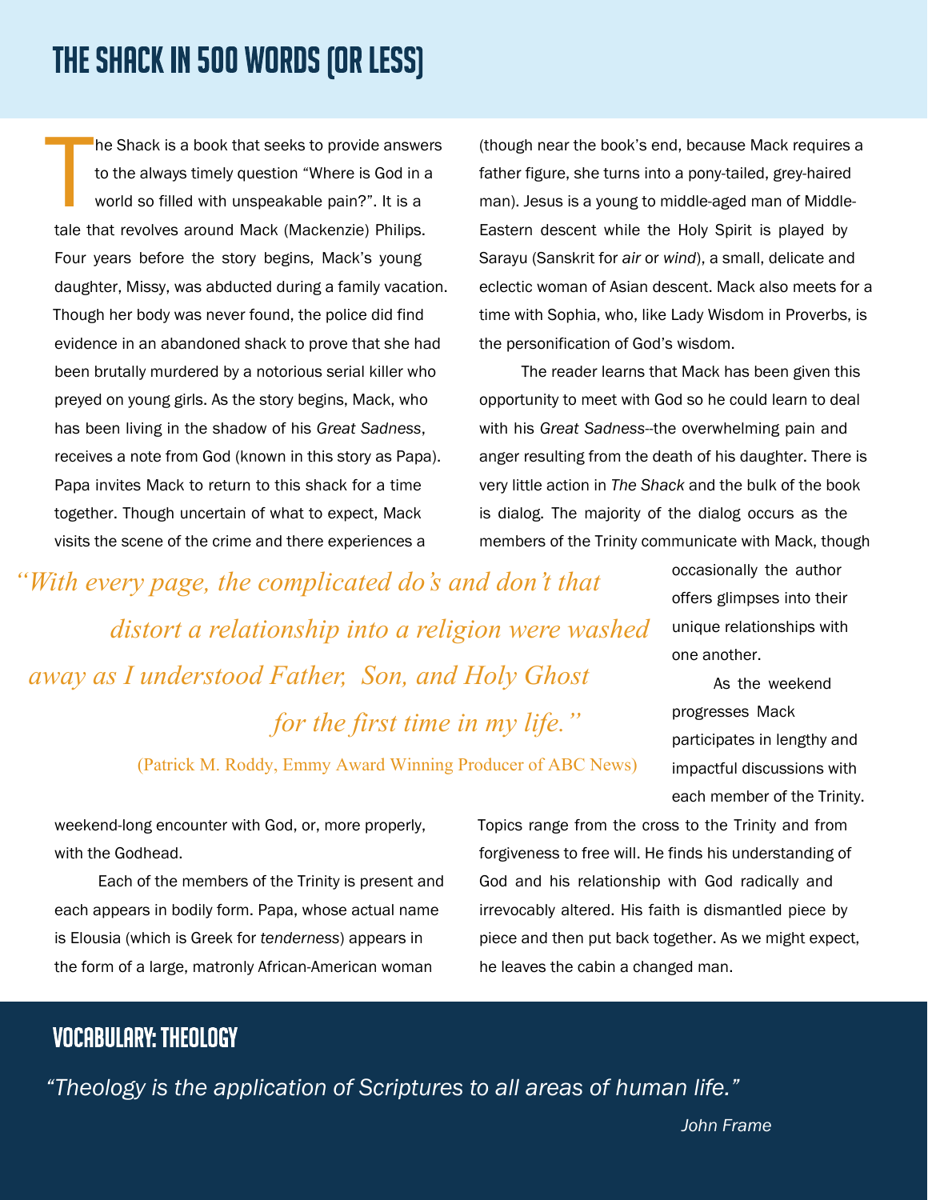# THE SHACK IN 500 WORDS (OR LESS)

The Shack is a book that seeks to provide answers to the always timely question "Where is God in a world so filled with unspeakable pain?". It is a tale that revolves around Mack (Mackenzie) Philips. Four years before the story begins, Mack's young daughter, Missy, was abducted during a family vacation. Though her body was never found, the police did find evidence in an abandoned shack to prove that she had been brutally murdered by a notorious serial killer who preyed on young girls. As the story begins, Mack, who has been living in the shadow of his *Great Sadness*, receives a note from God (known in this story as Papa). Papa invites Mack to return to this shack for a time together. Though uncertain of what to expect, Mack visits the scene of the crime and there experiences a weekend-long encounter with God, or, more properly, with the Godhead.

Each of the members of the Trinity is present and each appears in bodily form. Papa, whose actual name is Elousia (which is Greek for *tenderness*) appears in the form of a large, matronly African-American woman (though near the book's end, because Mack requires a father figure, she turns into a pony-tailed, grey-haired man). Jesus is a young to middle-aged man of Middle-Eastern descent while the Holy Spirit is played by Sarayu (Sanskrit for *air* or *wind*), a small, delicate and eclectic woman of Asian descent. Mack also meets for a time with Sophia, who, like Lady Wisdom in Proverbs, is the personification of God's wisdom.

The reader learns that Mack has been given this opportunity to meet with God so he could learn to deal with his *Great Sadness*--the overwhelming pain and anger resulting from the death of his daughter. There is very little action in *The Shack* and the bulk of the book is dialog. The majority of the dialog occurs as the members of the Trinity communicate with Mack, though occasionally the author offers glimpses into their unique relationships with one another.

As the weekend progresses Mack participates in lengthy and impactful discussions with each member of the Trinity. Topics range from the cross to the Trinity and from forgiveness to free will. He finds his understanding of God and his relationship with God radically and irrevocably altered. His faith is dismantled piece by piece and then put back together. As we might expect, he leaves the cabin a changed man.

> *"With every page, the complicated do's and don't that distort a relationship into a religion were washed away as I understood Father, Son, and Holy Ghost for the first time in my life."*
>
> (Patrick M. Roddy, Emmy Award Winning Producer of ABC News)

## VOCABULARY: THEOLOGY

*"Theology is the application of Scriptures to all areas of human life."*

*John Frame*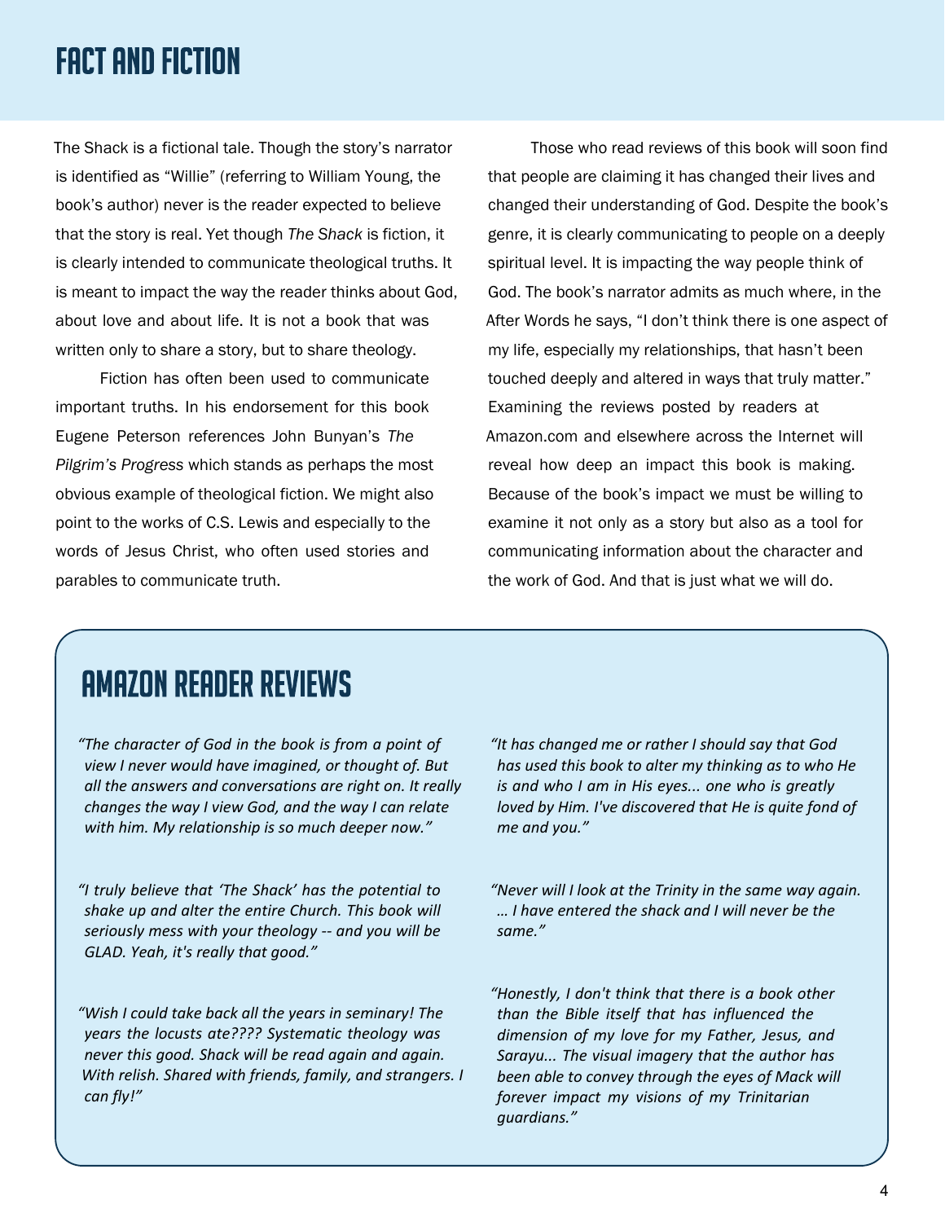# FACT AND FICTION

The Shack is a fictional tale. Though the story's narrator is identified as "Willie" (referring to William Young, the book's author) never is the reader expected to believe that the story is real. Yet though *The Shack* is fiction, it is clearly intended to communicate theological truths. It is meant to impact the way the reader thinks about God, about love and about life. It is not a book that was written only to share a story, but to share theology.

Fiction has often been used to communicate important truths. In his endorsement for this book Eugene Peterson references John Bunyan's *The Pilgrim's Progress* which stands as perhaps the most obvious example of theological fiction. We might also point to the works of C.S. Lewis and especially to the words of Jesus Christ, who often used stories and parables to communicate truth.

Those who read reviews of this book will soon find that people are claiming it has changed their lives and changed their understanding of God. Despite the book's genre, it is clearly communicating to people on a deeply spiritual level. It is impacting the way people think of God. The book's narrator admits as much where, in the After Words he says, "I don't think there is one aspect of my life, especially my relationships, that hasn't been touched deeply and altered in ways that truly matter." Examining the reviews posted by readers at Amazon.com and elsewhere across the Internet will reveal how deep an impact this book is making. Because of the book's impact we must be willing to examine it not only as a story but also as a tool for communicating information about the character and the work of God. And that is just what we will do.

## AMAZON READER REVIEWS

*"The character of God in the book is from a point of view I never would have imagined, or thought of. But all the answers and conversations are right on. It really changes the way I view God, and the way I can relate with him. My relationship is so much deeper now."*

*"I truly believe that 'The Shack' has the potential to shake up and alter the entire Church. This book will seriously mess with your theology -- and you will be GLAD. Yeah, it's really that good."*

*"Wish I could take back all the years in seminary! The years the locusts ate???? Systematic theology was never this good. Shack will be read again and again. With relish. Shared with friends, family, and strangers. I can fly!"*

*"It has changed me or rather I should say that God has used this book to alter my thinking as to who He is and who I am in His eyes... one who is greatly loved by Him. I've discovered that He is quite fond of me and you."*

*"Never will I look at the Trinity in the same way again. … I have entered the shack and I will never be the same."*

*"Honestly, I don't think that there is a book other than the Bible itself that has influenced the dimension of my love for my Father, Jesus, and Sarayu... The visual imagery that the author has been able to convey through the eyes of Mack will forever impact my visions of my Trinitarian guardians."*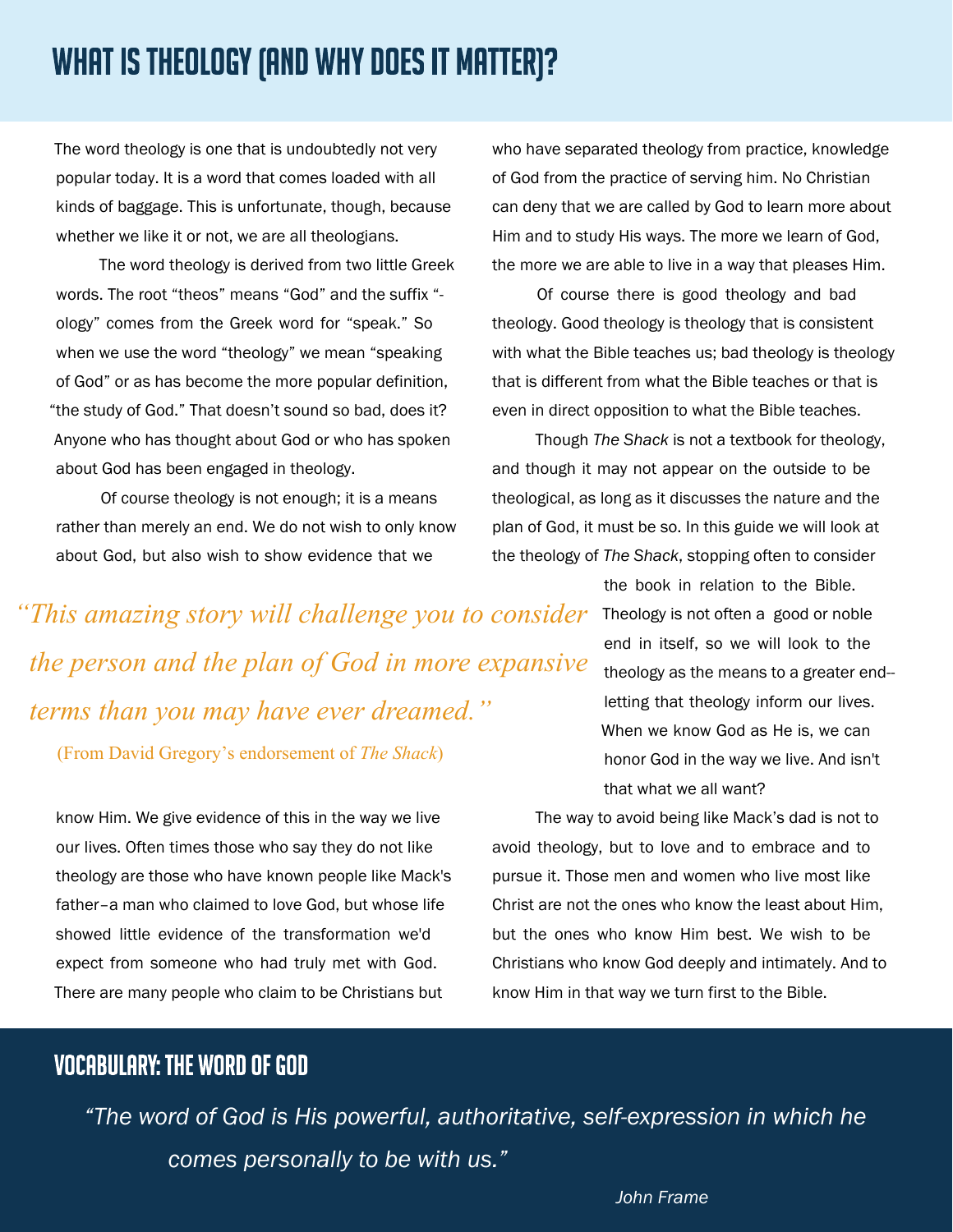# WHAT IS THEOLOGY (AND WHY DOES IT MATTER)?

The word theology is one that is undoubtedly not very popular today. It is a word that comes loaded with all kinds of baggage. This is unfortunate, though, because whether we like it or not, we are all theologians.

The word theology is derived from two little Greek words. The root "theos" means "God" and the suffix "-ology" comes from the Greek word for "speak." So when we use the word "theology" we mean "speaking of God" or as has become the more popular definition, "the study of God." That doesn't sound so bad, does it? Anyone who has thought about God or who has spoken about God has been engaged in theology.

Of course theology is not enough; it is a means rather than merely an end. We do not wish to only know about God, but also wish to show evidence that we know Him. We give evidence of this in the way we live our lives. Often times those who say they do not like theology are those who have known people like Mack's father–a man who claimed to love God, but whose life showed little evidence of the transformation we'd expect from someone who had truly met with God. There are many people who claim to be Christians but who have separated theology from practice, knowledge of God from the practice of serving him. No Christian can deny that we are called by God to learn more about Him and to study His ways. The more we learn of God, the more we are able to live in a way that pleases Him.

> *"This amazing story will challenge you to consider the person and the plan of God in more expansive terms than you may have ever dreamed."*
>
> (From David Gregory's endorsement of *The Shack*)

Of course there is good theology and bad theology. Good theology is theology that is consistent with what the Bible teaches us; bad theology is theology that is different from what the Bible teaches or that is even in direct opposition to what the Bible teaches.

Though *The Shack* is not a textbook for theology, and though it may not appear on the outside to be theological, as long as it discusses the nature and the plan of God, it must be so. In this guide we will look at the theology of *The Shack*, stopping often to consider the book in relation to the Bible. Theology is not often a good or noble end in itself, so we will look to the theology as the means to a greater end--letting that theology inform our lives. When we know God as He is, we can honor God in the way we live. And isn't that what we all want?

The way to avoid being like Mack's dad is not to avoid theology, but to love and to embrace and to pursue it. Those men and women who live most like Christ are not the ones who know the least about Him, but the ones who know Him best. We wish to be Christians who know God deeply and intimately. And to know Him in that way we turn first to the Bible.

## VOCABULARY: THE WORD OF GOD

> *"The word of God is His powerful, authoritative, self-expression in which he comes personally to be with us."*
>
> *John Frame*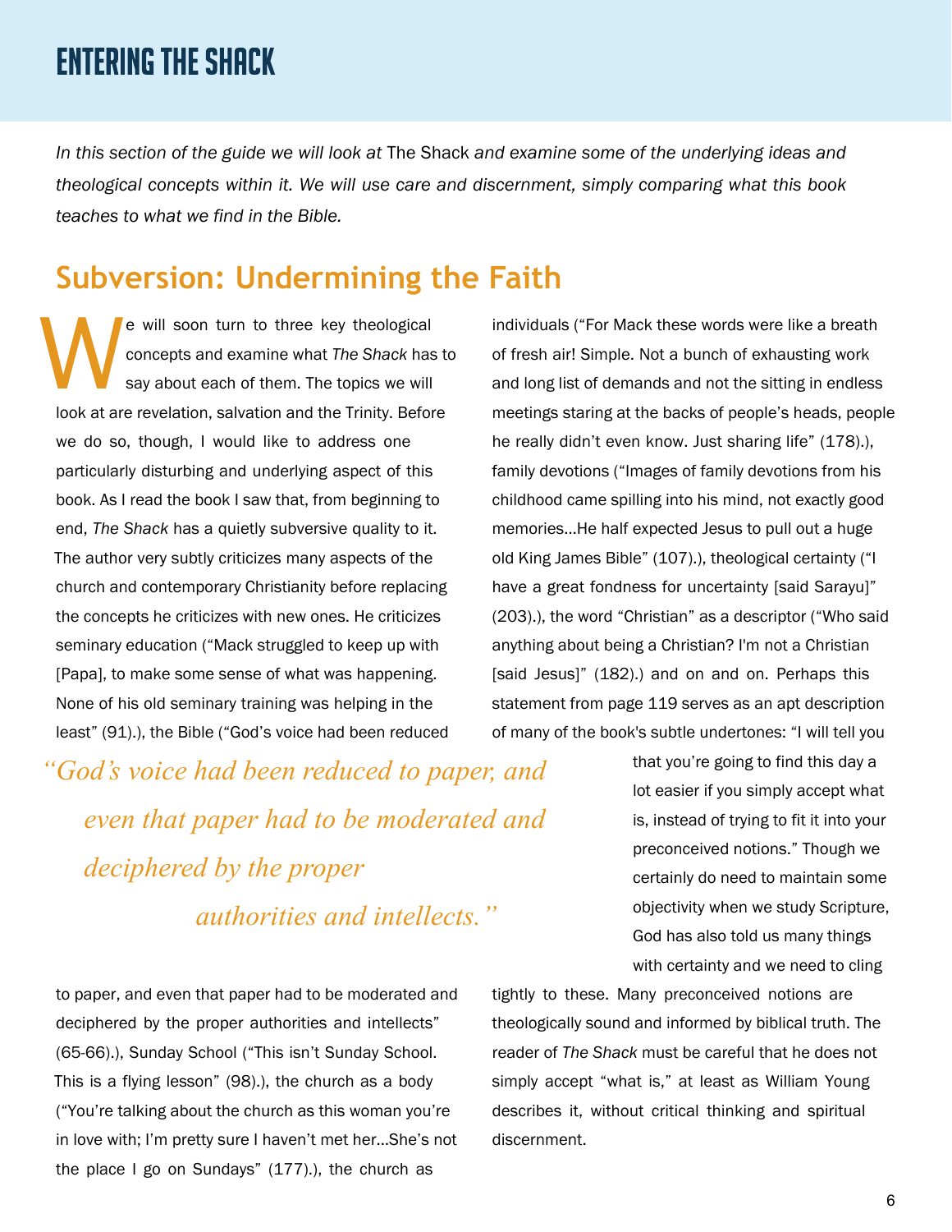# Entering the Shack

*In this section of the guide we will look at* The Shack *and examine some of the underlying ideas and theological concepts within it. We will use care and discernment, simply comparing what this book teaches to what we find in the Bible.*

## Subversion: Undermining the Faith

We will soon turn to three key theological concepts and examine what *The Shack* has to say about each of them. The topics we will look at are revelation, salvation and the Trinity. Before we do so, though, I would like to address one particularly disturbing and underlying aspect of this book. As I read the book I saw that, from beginning to end, *The Shack* has a quietly subversive quality to it. The author very subtly criticizes many aspects of the church and contemporary Christianity before replacing the concepts he criticizes with new ones. He criticizes seminary education ("Mack struggled to keep up with [Papa], to make some sense of what was happening. None of his old seminary training was helping in the least" (91).), the Bible ("God's voice had been reduced to paper, and even that paper had to be moderated and deciphered by the proper authorities and intellects" (65-66).), Sunday School ("This isn't Sunday School. This is a flying lesson" (98).), the church as a body ("You're talking about the church as this woman you're in love with; I'm pretty sure I haven't met her...She's not the place I go on Sundays" (177).), the church as individuals ("For Mack these words were like a breath of fresh air! Simple. Not a bunch of exhausting work and long list of demands and not the sitting in endless meetings staring at the backs of people's heads, people he really didn't even know. Just sharing life" (178).), family devotions ("Images of family devotions from his childhood came spilling into his mind, not exactly good memories...He half expected Jesus to pull out a huge old King James Bible" (107).), theological certainty ("I have a great fondness for uncertainty [said Sarayu]" (203).), the word "Christian" as a descriptor ("Who said anything about being a Christian? I'm not a Christian [said Jesus]" (182).) and on and on. Perhaps this statement from page 119 serves as an apt description of many of the book's subtle undertones: "I will tell you that you're going to find this day a lot easier if you simply accept what is, instead of trying to fit it into your preconceived notions." Though we certainly do need to maintain some objectivity when we study Scripture, God has also told us many things with certainty and we need to cling tightly to these. Many preconceived notions are theologically sound and informed by biblical truth. The reader of *The Shack* must be careful that he does not simply accept "what is," at least as William Young describes it, without critical thinking and spiritual discernment.

> *"God's voice had been reduced to paper, and even that paper had to be moderated and deciphered by the proper authorities and intellects."*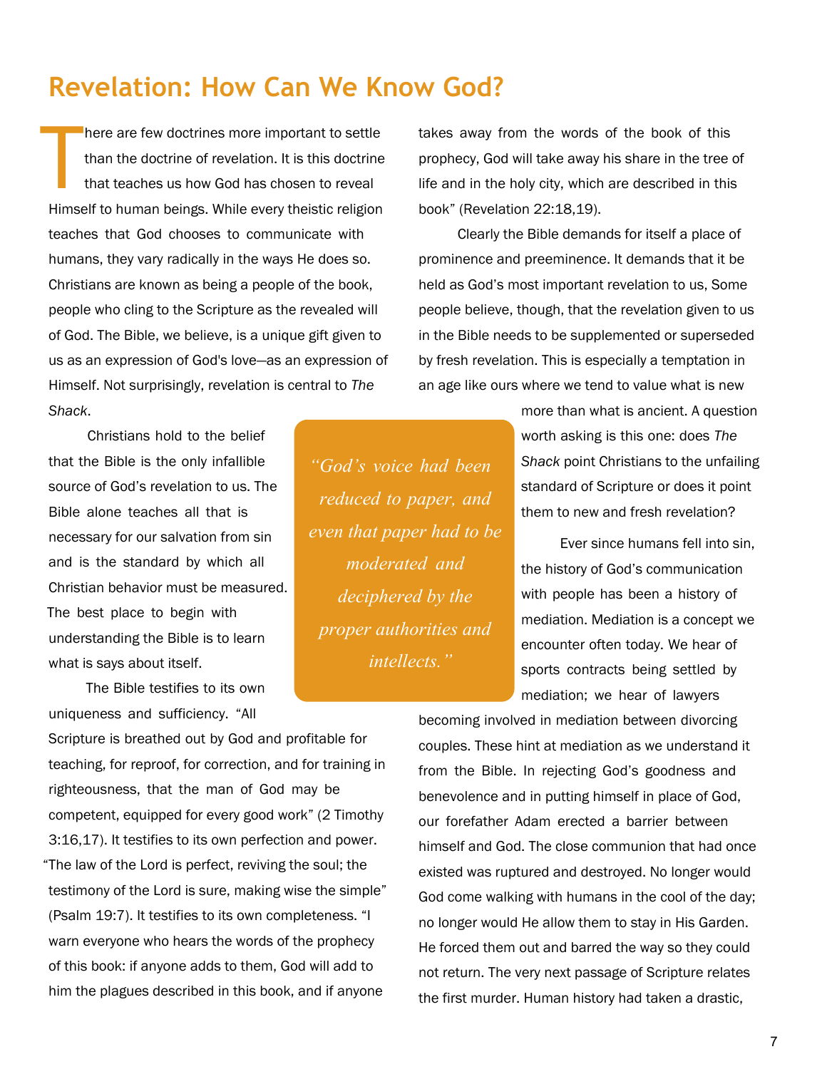# Revelation: How Can We Know God?

There are few doctrines more important to settle than the doctrine of revelation. It is this doctrine that teaches us how God has chosen to reveal Himself to human beings. While every theistic religion teaches that God chooses to communicate with humans, they vary radically in the ways He does so. Christians are known as being a people of the book, people who cling to the Scripture as the revealed will of God. The Bible, we believe, is a unique gift given to us as an expression of God's love—as an expression of Himself. Not surprisingly, revelation is central to *The Shack*.

Christians hold to the belief that the Bible is the only infallible source of God's revelation to us. The Bible alone teaches all that is necessary for our salvation from sin and is the standard by which all Christian behavior must be measured. The best place to begin with understanding the Bible is to learn what is says about itself.

The Bible testifies to its own uniqueness and sufficiency. "All Scripture is breathed out by God and profitable for teaching, for reproof, for correction, and for training in righteousness, that the man of God may be competent, equipped for every good work" (2 Timothy 3:16,17). It testifies to its own perfection and power. "The law of the Lord is perfect, reviving the soul; the testimony of the Lord is sure, making wise the simple" (Psalm 19:7). It testifies to its own completeness. "I warn everyone who hears the words of the prophecy of this book: if anyone adds to them, God will add to him the plagues described in this book, and if anyone takes away from the words of the book of this prophecy, God will take away his share in the tree of life and in the holy city, which are described in this book" (Revelation 22:18,19).

> *"God's voice had been reduced to paper, and even that paper had to be moderated and deciphered by the proper authorities and intellects."*

Clearly the Bible demands for itself a place of prominence and preeminence. It demands that it be held as God's most important revelation to us, Some people believe, though, that the revelation given to us in the Bible needs to be supplemented or superseded by fresh revelation. This is especially a temptation in an age like ours where we tend to value what is new more than what is ancient. A question worth asking is this one: does *The Shack* point Christians to the unfailing standard of Scripture or does it point them to new and fresh revelation?

Ever since humans fell into sin, the history of God's communication with people has been a history of mediation. Mediation is a concept we encounter often today. We hear of sports contracts being settled by mediation; we hear of lawyers becoming involved in mediation between divorcing couples. These hint at mediation as we understand it from the Bible. In rejecting God's goodness and benevolence and in putting himself in place of God, our forefather Adam erected a barrier between himself and God. The close communion that had once existed was ruptured and destroyed. No longer would God come walking with humans in the cool of the day; no longer would He allow them to stay in His Garden. He forced them out and barred the way so they could not return. The very next passage of Scripture relates the first murder. Human history had taken a drastic,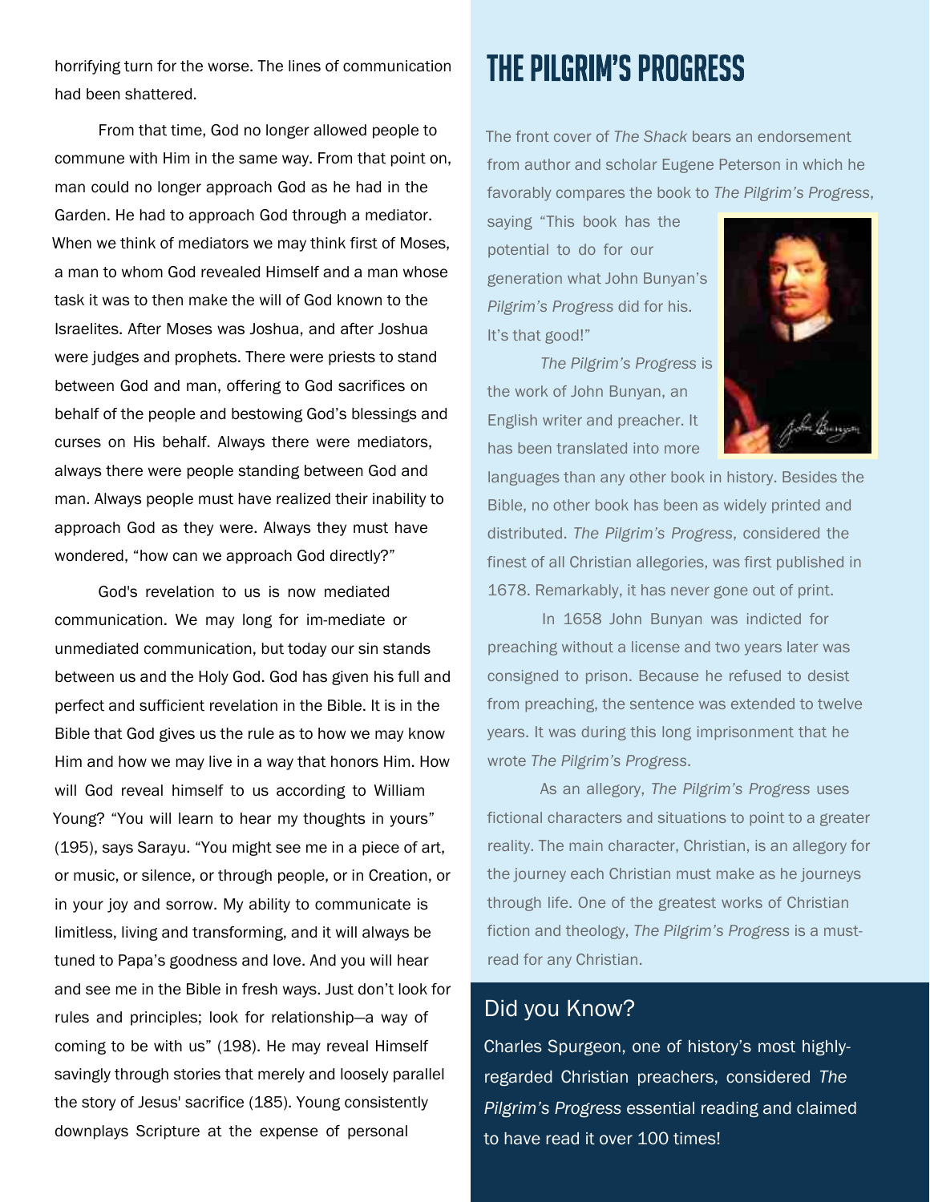horrifying turn for the worse. The lines of communication had been shattered.

From that time, God no longer allowed people to commune with Him in the same way. From that point on, man could no longer approach God as he had in the Garden. He had to approach God through a mediator. When we think of mediators we may think first of Moses, a man to whom God revealed Himself and a man whose task it was to then make the will of God known to the Israelites. After Moses was Joshua, and after Joshua were judges and prophets. There were priests to stand between God and man, offering to God sacrifices on behalf of the people and bestowing God's blessings and curses on His behalf. Always there were mediators, always there were people standing between God and man. Always people must have realized their inability to approach God as they were. Always they must have wondered, "how can we approach God directly?"

God's revelation to us is now mediated communication. We may long for im-mediate or unmediated communication, but today our sin stands between us and the Holy God. God has given his full and perfect and sufficient revelation in the Bible. It is in the Bible that God gives us the rule as to how we may know Him and how we may live in a way that honors Him. How will God reveal himself to us according to William Young? "You will learn to hear my thoughts in yours" (195), says Sarayu. "You might see me in a piece of art, or music, or silence, or through people, or in Creation, or in your joy and sorrow. My ability to communicate is limitless, living and transforming, and it will always be tuned to Papa's goodness and love. And you will hear and see me in the Bible in fresh ways. Just don't look for rules and principles; look for relationship—a way of coming to be with us" (198). He may reveal Himself savingly through stories that merely and loosely parallel the story of Jesus' sacrifice (185). Young consistently downplays Scripture at the expense of personal

# THE PILGRIM'S PROGRESS

The front cover of *The Shack* bears an endorsement from author and scholar Eugene Peterson in which he favorably compares the book to *The Pilgrim's Progress*, saying "This book has the potential to do for our generation what John Bunyan's *Pilgrim's Progress* did for his. It's that good!"

*The Pilgrim's Progress* is the work of John Bunyan, an English writer and preacher. It has been translated into more languages than any other book in history. Besides the Bible, no other book has been as widely printed and distributed. *The Pilgrim's Progress*, considered the finest of all Christian allegories, was first published in 1678. Remarkably, it has never gone out of print.

In 1658 John Bunyan was indicted for preaching without a license and two years later was consigned to prison. Because he refused to desist from preaching, the sentence was extended to twelve years. It was during this long imprisonment that he wrote *The Pilgrim's Progress*.

As an allegory, *The Pilgrim's Progress* uses fictional characters and situations to point to a greater reality. The main character, Christian, is an allegory for the journey each Christian must make as he journeys through life. One of the greatest works of Christian fiction and theology, *The Pilgrim's Progress* is a must-read for any Christian.

## Did you Know?

Charles Spurgeon, one of history's most highly-regarded Christian preachers, considered *The Pilgrim's Progress* essential reading and claimed to have read it over 100 times!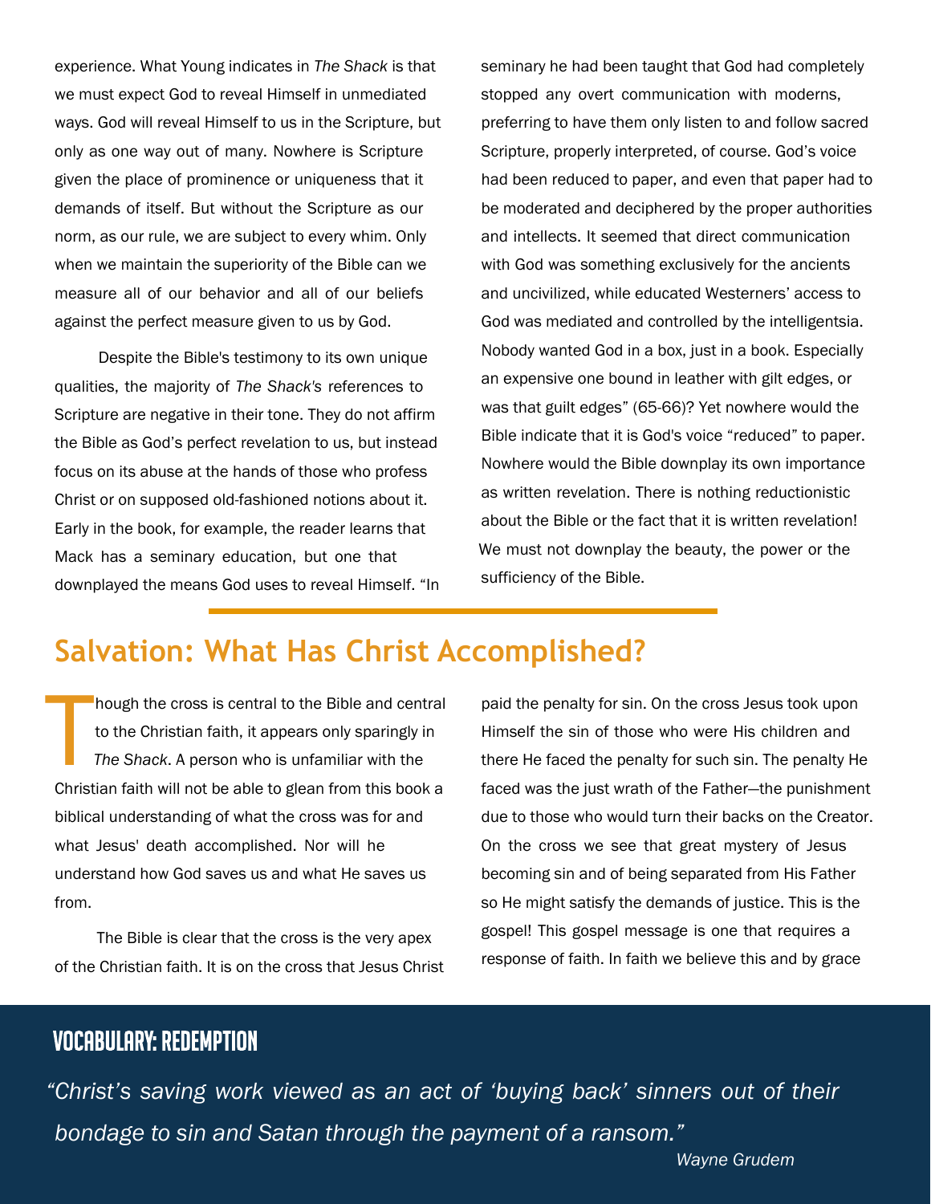experience. What Young indicates in *The Shack* is that we must expect God to reveal Himself in unmediated ways. God will reveal Himself to us in the Scripture, but only as one way out of many. Nowhere is Scripture given the place of prominence or uniqueness that it demands of itself. But without the Scripture as our norm, as our rule, we are subject to every whim. Only when we maintain the superiority of the Bible can we measure all of our behavior and all of our beliefs against the perfect measure given to us by God.

Despite the Bible's testimony to its own unique qualities, the majority of *The Shack's* references to Scripture are negative in their tone. They do not affirm the Bible as God's perfect revelation to us, but instead focus on its abuse at the hands of those who profess Christ or on supposed old-fashioned notions about it. Early in the book, for example, the reader learns that Mack has a seminary education, but one that downplayed the means God uses to reveal Himself. "In seminary he had been taught that God had completely stopped any overt communication with moderns, preferring to have them only listen to and follow sacred Scripture, properly interpreted, of course. God's voice had been reduced to paper, and even that paper had to be moderated and deciphered by the proper authorities and intellects. It seemed that direct communication with God was something exclusively for the ancients and uncivilized, while educated Westerners' access to God was mediated and controlled by the intelligentsia. Nobody wanted God in a box, just in a book. Especially an expensive one bound in leather with gilt edges, or was that guilt edges" (65-66)? Yet nowhere would the Bible indicate that it is God's voice "reduced" to paper. Nowhere would the Bible downplay its own importance as written revelation. There is nothing reductionistic about the Bible or the fact that it is written revelation! We must not downplay the beauty, the power or the sufficiency of the Bible.

## Salvation: What Has Christ Accomplished?

Though the cross is central to the Bible and central to the Christian faith, it appears only sparingly in *The Shack*. A person who is unfamiliar with the Christian faith will not be able to glean from this book a biblical understanding of what the cross was for and what Jesus' death accomplished. Nor will he understand how God saves us and what He saves us from.

The Bible is clear that the cross is the very apex of the Christian faith. It is on the cross that Jesus Christ paid the penalty for sin. On the cross Jesus took upon Himself the sin of those who were His children and there He faced the penalty for such sin. The penalty He faced was the just wrath of the Father—the punishment due to those who would turn their backs on the Creator. On the cross we see that great mystery of Jesus becoming sin and of being separated from His Father so He might satisfy the demands of justice. This is the gospel! This gospel message is one that requires a response of faith. In faith we believe this and by grace

### Vocabulary: Redemption

*"Christ's saving work viewed as an act of 'buying back' sinners out of their bondage to sin and Satan through the payment of a ransom."*

*Wayne Grudem*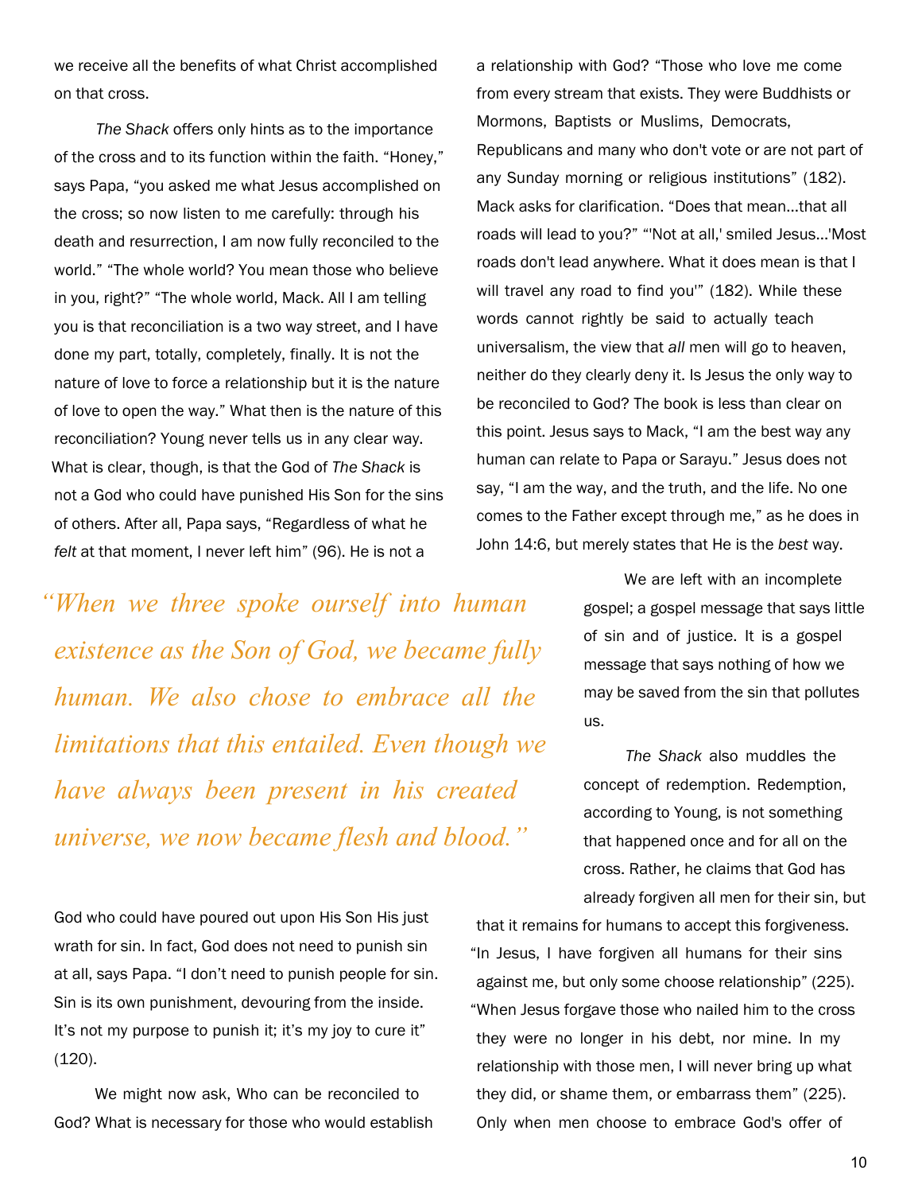we receive all the benefits of what Christ accomplished on that cross.

*The Shack* offers only hints as to the importance of the cross and to its function within the faith. "Honey," says Papa, "you asked me what Jesus accomplished on the cross; so now listen to me carefully: through his death and resurrection, I am now fully reconciled to the world." "The whole world? You mean those who believe in you, right?" "The whole world, Mack. All I am telling you is that reconciliation is a two way street, and I have done my part, totally, completely, finally. It is not the nature of love to force a relationship but it is the nature of love to open the way." What then is the nature of this reconciliation? Young never tells us in any clear way. What is clear, though, is that the God of *The Shack* is not a God who could have punished His Son for the sins of others. After all, Papa says, "Regardless of what he *felt* at that moment, I never left him" (96). He is not a God who could have poured out upon His Son His just wrath for sin. In fact, God does not need to punish sin at all, says Papa. "I don't need to punish people for sin. Sin is its own punishment, devouring from the inside. It's not my purpose to punish it; it's my joy to cure it" (120).

> *"When we three spoke ourself into human existence as the Son of God, we became fully human. We also chose to embrace all the limitations that this entailed. Even though we have always been present in his created universe, we now became flesh and blood."*

We might now ask, Who can be reconciled to God? What is necessary for those who would establish a relationship with God? "Those who love me come from every stream that exists. They were Buddhists or Mormons, Baptists or Muslims, Democrats, Republicans and many who don't vote or are not part of any Sunday morning or religious institutions" (182). Mack asks for clarification. "Does that mean...that all roads will lead to you?" "'Not at all,' smiled Jesus...'Most roads don't lead anywhere. What it does mean is that I will travel any road to find you'" (182). While these words cannot rightly be said to actually teach universalism, the view that *all* men will go to heaven, neither do they clearly deny it. Is Jesus the only way to be reconciled to God? The book is less than clear on this point. Jesus says to Mack, "I am the best way any human can relate to Papa or Sarayu." Jesus does not say, "I am the way, and the truth, and the life. No one comes to the Father except through me," as he does in John 14:6, but merely states that He is the *best* way.

We are left with an incomplete gospel; a gospel message that says little of sin and of justice. It is a gospel message that says nothing of how we may be saved from the sin that pollutes us.

*The Shack* also muddles the concept of redemption. Redemption, according to Young, is not something that happened once and for all on the cross. Rather, he claims that God has already forgiven all men for their sin, but that it remains for humans to accept this forgiveness. "In Jesus, I have forgiven all humans for their sins against me, but only some choose relationship" (225). "When Jesus forgave those who nailed him to the cross they were no longer in his debt, nor mine. In my relationship with those men, I will never bring up what they did, or shame them, or embarrass them" (225). Only when men choose to embrace God's offer of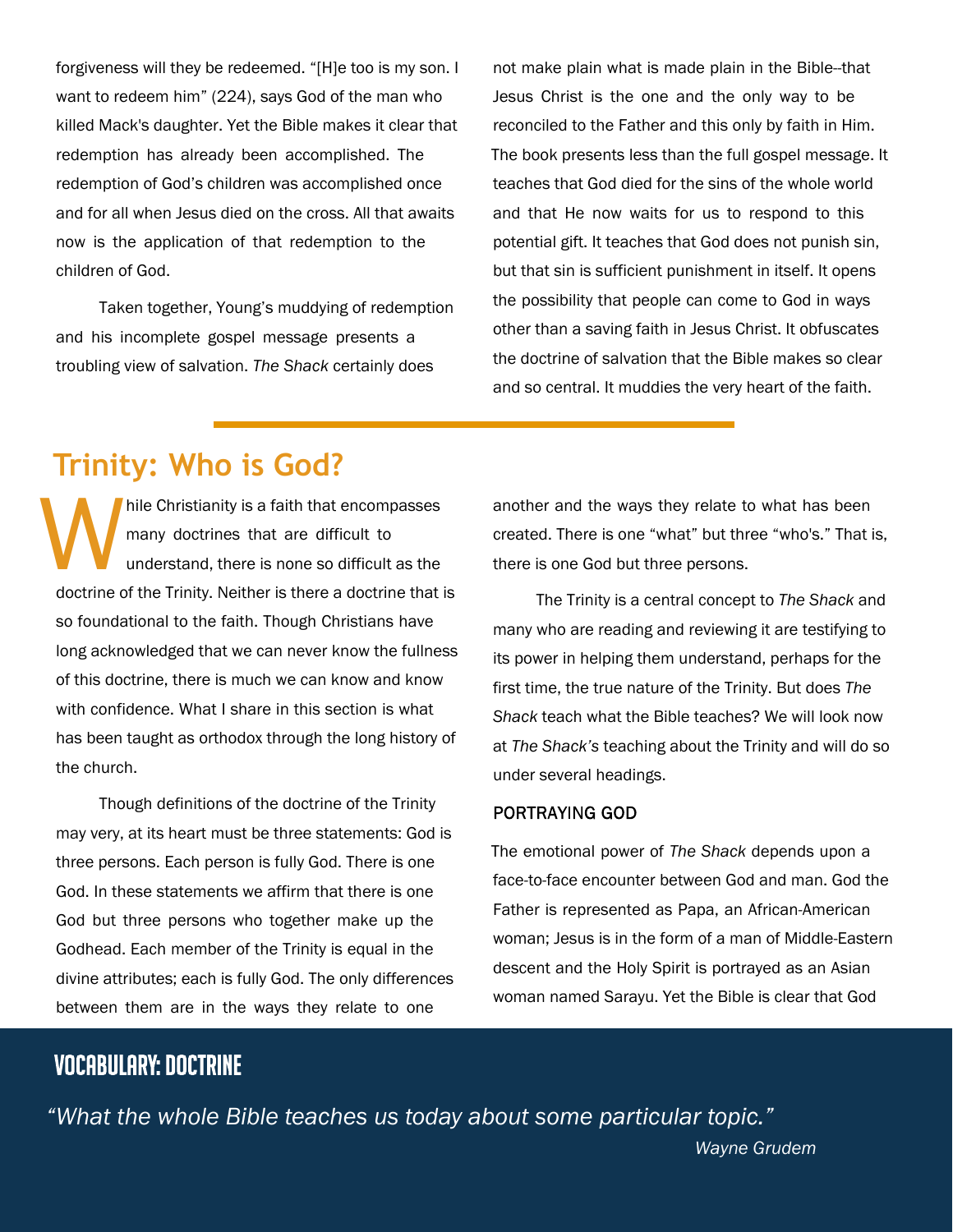forgiveness will they be redeemed. "[H]e too is my son. I want to redeem him" (224), says God of the man who killed Mack's daughter. Yet the Bible makes it clear that redemption has already been accomplished. The redemption of God's children was accomplished once and for all when Jesus died on the cross. All that awaits now is the application of that redemption to the children of God.

Taken together, Young's muddying of redemption and his incomplete gospel message presents a troubling view of salvation. *The Shack* certainly does not make plain what is made plain in the Bible--that Jesus Christ is the one and the only way to be reconciled to the Father and this only by faith in Him. The book presents less than the full gospel message. It teaches that God died for the sins of the whole world and that He now waits for us to respond to this potential gift. It teaches that God does not punish sin, but that sin is sufficient punishment in itself. It opens the possibility that people can come to God in ways other than a saving faith in Jesus Christ. It obfuscates the doctrine of salvation that the Bible makes so clear and so central. It muddies the very heart of the faith.

## Trinity: Who is God?

While Christianity is a faith that encompasses many doctrines that are difficult to understand, there is none so difficult as the doctrine of the Trinity. Neither is there a doctrine that is so foundational to the faith. Though Christians have long acknowledged that we can never know the fullness of this doctrine, there is much we can know and know with confidence. What I share in this section is what has been taught as orthodox through the long history of the church.

Though definitions of the doctrine of the Trinity may very, at its heart must be three statements: God is three persons. Each person is fully God. There is one God. In these statements we affirm that there is one God but three persons who together make up the Godhead. Each member of the Trinity is equal in the divine attributes; each is fully God. The only differences between them are in the ways they relate to one another and the ways they relate to what has been created. There is one "what" but three "who's." That is, there is one God but three persons.

The Trinity is a central concept to *The Shack* and many who are reading and reviewing it are testifying to its power in helping them understand, perhaps for the first time, the true nature of the Trinity. But does *The Shack* teach what the Bible teaches? We will look now at *The Shack's* teaching about the Trinity and will do so under several headings.

### PORTRAYING GOD

The emotional power of *The Shack* depends upon a face-to-face encounter between God and man. God the Father is represented as Papa, an African-American woman; Jesus is in the form of a man of Middle-Eastern descent and the Holy Spirit is portrayed as an Asian woman named Sarayu. Yet the Bible is clear that God

### VOCABULARY: DOCTRINE

*"What the whole Bible teaches us today about some particular topic."*

*Wayne Grudem*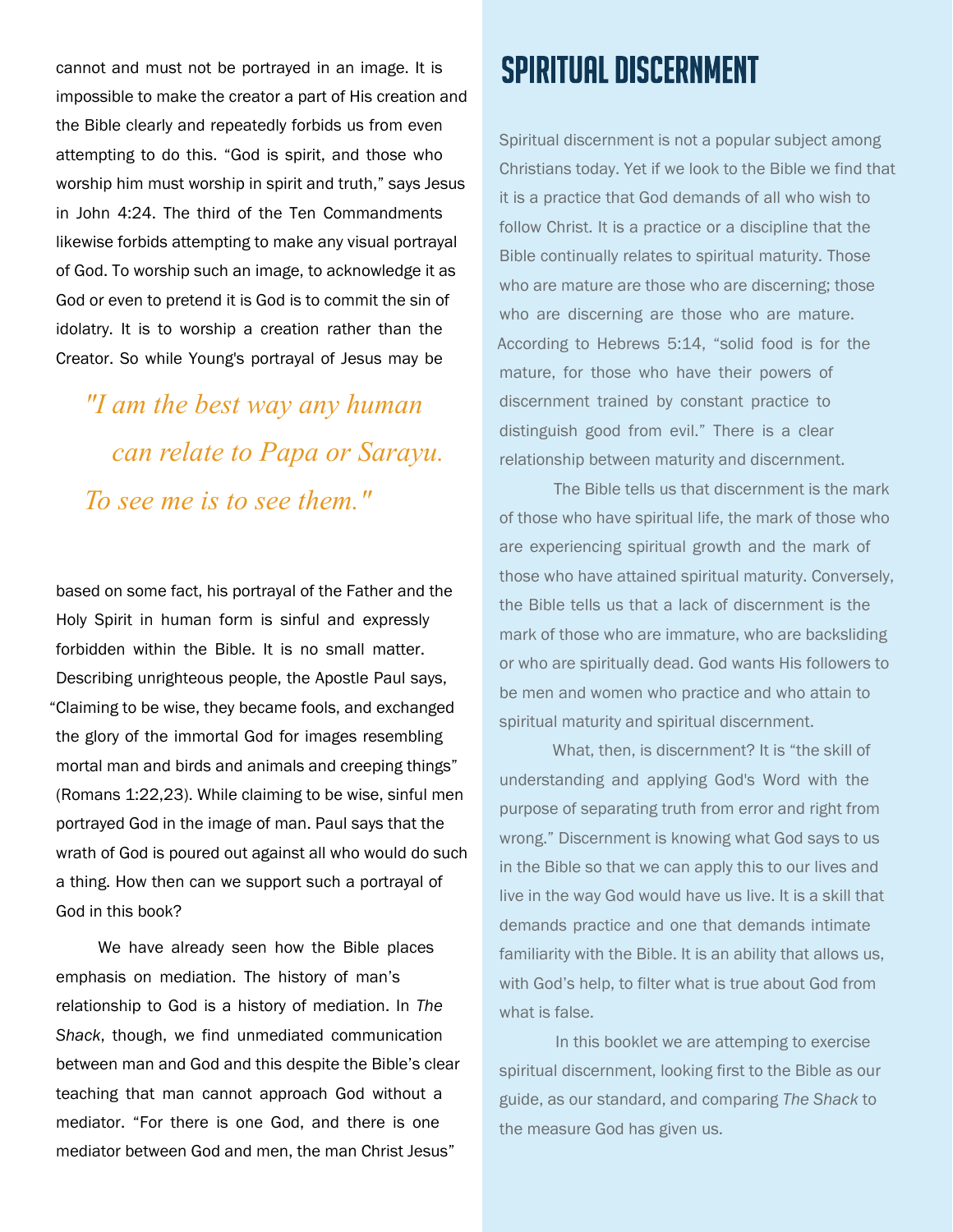cannot and must not be portrayed in an image. It is impossible to make the creator a part of His creation and the Bible clearly and repeatedly forbids us from even attempting to do this. "God is spirit, and those who worship him must worship in spirit and truth," says Jesus in John 4:24. The third of the Ten Commandments likewise forbids attempting to make any visual portrayal of God. To worship such an image, to acknowledge it as God or even to pretend it is God is to commit the sin of idolatry. It is to worship a creation rather than the Creator. So while Young's portrayal of Jesus may be based on some fact, his portrayal of the Father and the Holy Spirit in human form is sinful and expressly forbidden within the Bible. It is no small matter. Describing unrighteous people, the Apostle Paul says, "Claiming to be wise, they became fools, and exchanged the glory of the immortal God for images resembling mortal man and birds and animals and creeping things" (Romans 1:22,23). While claiming to be wise, sinful men portrayed God in the image of man. Paul says that the wrath of God is poured out against all who would do such a thing. How then can we support such a portrayal of God in this book?

> *"I am the best way any human can relate to Papa or Sarayu. To see me is to see them."*

We have already seen how the Bible places emphasis on mediation. The history of man's relationship to God is a history of mediation. In *The Shack*, though, we find unmediated communication between man and God and this despite the Bible's clear teaching that man cannot approach God without a mediator. "For there is one God, and there is one mediator between God and men, the man Christ Jesus"

## SPIRITUAL DISCERNMENT

Spiritual discernment is not a popular subject among Christians today. Yet if we look to the Bible we find that it is a practice that God demands of all who wish to follow Christ. It is a practice or a discipline that the Bible continually relates to spiritual maturity. Those who are mature are those who are discerning; those who are discerning are those who are mature. According to Hebrews 5:14, "solid food is for the mature, for those who have their powers of discernment trained by constant practice to distinguish good from evil." There is a clear relationship between maturity and discernment.

The Bible tells us that discernment is the mark of those who have spiritual life, the mark of those who are experiencing spiritual growth and the mark of those who have attained spiritual maturity. Conversely, the Bible tells us that a lack of discernment is the mark of those who are immature, who are backsliding or who are spiritually dead. God wants His followers to be men and women who practice and who attain to spiritual maturity and spiritual discernment.

What, then, is discernment? It is "the skill of understanding and applying God's Word with the purpose of separating truth from error and right from wrong." Discernment is knowing what God says to us in the Bible so that we can apply this to our lives and live in the way God would have us live. It is a skill that demands practice and one that demands intimate familiarity with the Bible. It is an ability that allows us, with God's help, to filter what is true about God from what is false.

In this booklet we are attemping to exercise spiritual discernment, looking first to the Bible as our guide, as our standard, and comparing *The Shack* to the measure God has given us.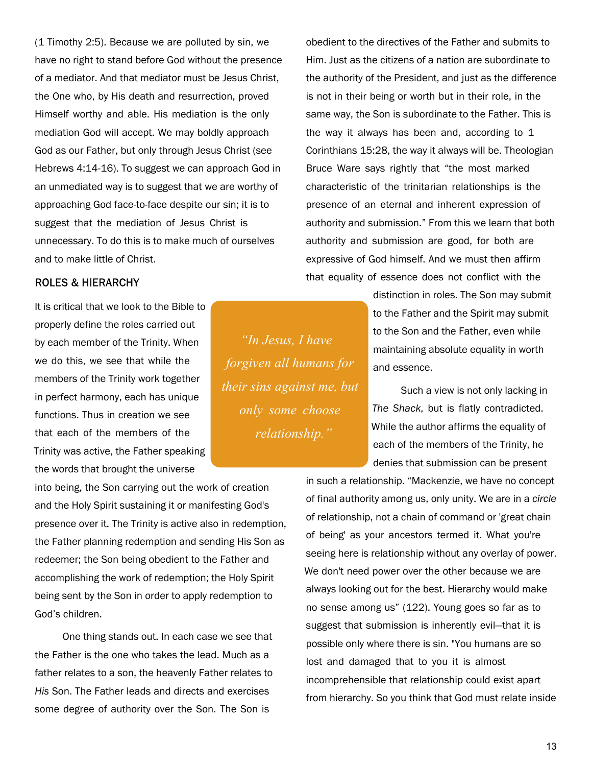(1 Timothy 2:5). Because we are polluted by sin, we have no right to stand before God without the presence of a mediator. And that mediator must be Jesus Christ, the One who, by His death and resurrection, proved Himself worthy and able. His mediation is the only mediation God will accept. We may boldly approach God as our Father, but only through Jesus Christ (see Hebrews 4:14-16). To suggest we can approach God in an unmediated way is to suggest that we are worthy of approaching God face-to-face despite our sin; it is to suggest that the mediation of Jesus Christ is unnecessary. To do this is to make much of ourselves and to make little of Christ.

## ROLES & HIERARCHY

It is critical that we look to the Bible to properly define the roles carried out by each member of the Trinity. When we do this, we see that while the members of the Trinity work together in perfect harmony, each has unique functions. Thus in creation we see that each of the members of the Trinity was active, the Father speaking the words that brought the universe into being, the Son carrying out the work of creation and the Holy Spirit sustaining it or manifesting God's presence over it. The Trinity is active also in redemption, the Father planning redemption and sending His Son as redeemer; the Son being obedient to the Father and accomplishing the work of redemption; the Holy Spirit being sent by the Son in order to apply redemption to God's children.

> *"In Jesus, I have forgiven all humans for their sins against me, but only some choose relationship."*

One thing stands out. In each case we see that the Father is the one who takes the lead. Much as a father relates to a son, the heavenly Father relates to *His* Son. The Father leads and directs and exercises some degree of authority over the Son. The Son is obedient to the directives of the Father and submits to Him. Just as the citizens of a nation are subordinate to the authority of the President, and just as the difference is not in their being or worth but in their role, in the same way, the Son is subordinate to the Father. This is the way it always has been and, according to 1 Corinthians 15:28, the way it always will be. Theologian Bruce Ware says rightly that "the most marked characteristic of the trinitarian relationships is the presence of an eternal and inherent expression of authority and submission." From this we learn that both authority and submission are good, for both are expressive of God himself. And we must then affirm that equality of essence does not conflict with the distinction in roles. The Son may submit to the Father and the Spirit may submit to the Son and the Father, even while maintaining absolute equality in worth and essence.

Such a view is not only lacking in *The Shack*, but is flatly contradicted. While the author affirms the equality of each of the members of the Trinity, he denies that submission can be present in such a relationship. "Mackenzie, we have no concept of final authority among us, only unity. We are in a *circle* of relationship, not a chain of command or 'great chain of being' as your ancestors termed it. What you're seeing here is relationship without any overlay of power. We don't need power over the other because we are always looking out for the best. Hierarchy would make no sense among us" (122). Young goes so far as to suggest that submission is inherently evil—that it is possible only where there is sin. "You humans are so lost and damaged that to you it is almost incomprehensible that relationship could exist apart from hierarchy. So you think that God must relate inside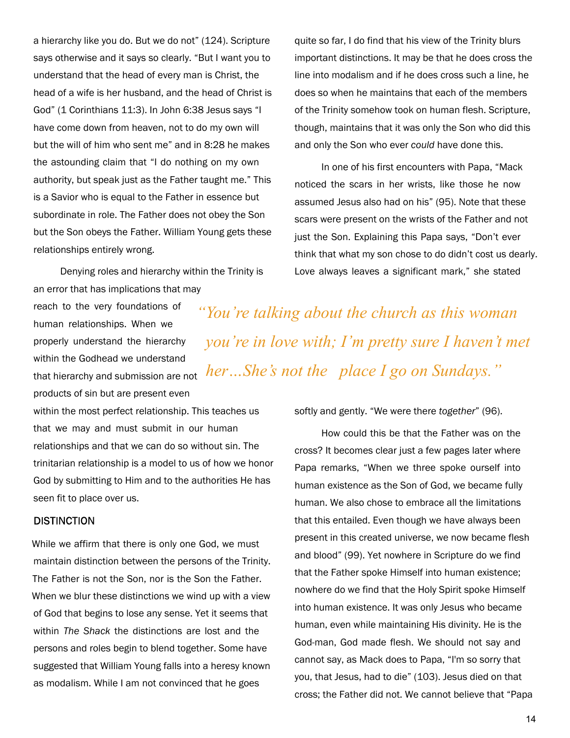a hierarchy like you do. But we do not" (124). Scripture says otherwise and it says so clearly. "But I want you to understand that the head of every man is Christ, the head of a wife is her husband, and the head of Christ is God" (1 Corinthians 11:3). In John 6:38 Jesus says "I have come down from heaven, not to do my own will but the will of him who sent me" and in 8:28 he makes the astounding claim that "I do nothing on my own authority, but speak just as the Father taught me." This is a Savior who is equal to the Father in essence but subordinate in role. The Father does not obey the Son but the Son obeys the Father. William Young gets these relationships entirely wrong.

Denying roles and hierarchy within the Trinity is an error that has implications that may reach to the very foundations of human relationships. When we properly understand the hierarchy within the Godhead we understand that hierarchy and submission are not products of sin but are present even within the most perfect relationship. This teaches us that we may and must submit in our human relationships and that we can do so without sin. The trinitarian relationship is a model to us of how we honor God by submitting to Him and to the authorities He has seen fit to place over us.

*"You're talking about the church as this woman you're in love with; I'm pretty sure I haven't met her…She's not the place I go on Sundays."*

## DISTINCTION

While we affirm that there is only one God, we must maintain distinction between the persons of the Trinity. The Father is not the Son, nor is the Son the Father. When we blur these distinctions we wind up with a view of God that begins to lose any sense. Yet it seems that within *The Shack* the distinctions are lost and the persons and roles begin to blend together. Some have suggested that William Young falls into a heresy known as modalism. While I am not convinced that he goes quite so far, I do find that his view of the Trinity blurs important distinctions. It may be that he does cross the line into modalism and if he does cross such a line, he does so when he maintains that each of the members of the Trinity somehow took on human flesh. Scripture, though, maintains that it was only the Son who did this and only the Son who ever *could* have done this.

In one of his first encounters with Papa, "Mack noticed the scars in her wrists, like those he now assumed Jesus also had on his" (95). Note that these scars were present on the wrists of the Father and not just the Son. Explaining this Papa says, "Don't ever think that what my son chose to do didn't cost us dearly. Love always leaves a significant mark," she stated softly and gently. "We were there *together*" (96).

How could this be that the Father was on the cross? It becomes clear just a few pages later where Papa remarks, "When we three spoke ourself into human existence as the Son of God, we became fully human. We also chose to embrace all the limitations that this entailed. Even though we have always been present in this created universe, we now became flesh and blood" (99). Yet nowhere in Scripture do we find that the Father spoke Himself into human existence; nowhere do we find that the Holy Spirit spoke Himself into human existence. It was only Jesus who became human, even while maintaining His divinity. He is the God-man, God made flesh. We should not say and cannot say, as Mack does to Papa, "I'm so sorry that you, that Jesus, had to die" (103). Jesus died on that cross; the Father did not. We cannot believe that "Papa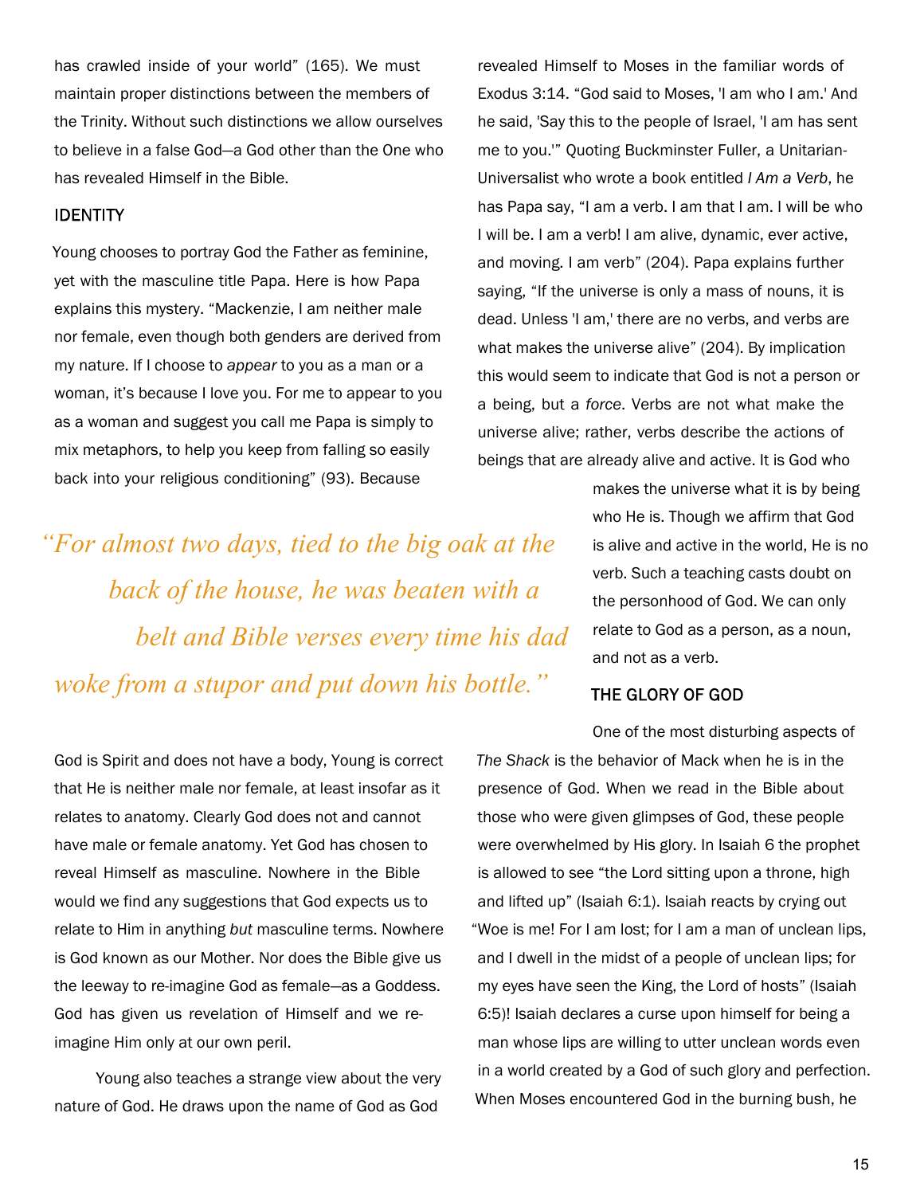has crawled inside of your world" (165). We must maintain proper distinctions between the members of the Trinity. Without such distinctions we allow ourselves to believe in a false God—a God other than the One who has revealed Himself in the Bible.

## IDENTITY

Young chooses to portray God the Father as feminine, yet with the masculine title Papa. Here is how Papa explains this mystery. "Mackenzie, I am neither male nor female, even though both genders are derived from my nature. If I choose to *appear* to you as a man or a woman, it's because I love you. For me to appear to you as a woman and suggest you call me Papa is simply to mix metaphors, to help you keep from falling so easily back into your religious conditioning" (93). Because God is Spirit and does not have a body, Young is correct that He is neither male nor female, at least insofar as it relates to anatomy. Clearly God does not and cannot have male or female anatomy. Yet God has chosen to reveal Himself as masculine. Nowhere in the Bible would we find any suggestions that God expects us to relate to Him in anything *but* masculine terms. Nowhere is God known as our Mother. Nor does the Bible give us the leeway to re-imagine God as female—as a Goddess. God has given us revelation of Himself and we re-imagine Him only at our own peril.

*"For almost two days, tied to the big oak at the back of the house, he was beaten with a belt and Bible verses every time his dad woke from a stupor and put down his bottle."*

Young also teaches a strange view about the very nature of God. He draws upon the name of God as God revealed Himself to Moses in the familiar words of Exodus 3:14. "God said to Moses, 'I am who I am.' And he said, 'Say this to the people of Israel, 'I am has sent me to you.'" Quoting Buckminster Fuller, a Unitarian-Universalist who wrote a book entitled *I Am a Verb*, he has Papa say, "I am a verb. I am that I am. I will be who I will be. I am a verb! I am alive, dynamic, ever active, and moving. I am verb" (204). Papa explains further saying, "If the universe is only a mass of nouns, it is dead. Unless 'I am,' there are no verbs, and verbs are what makes the universe alive" (204). By implication this would seem to indicate that God is not a person or a being, but a *force*. Verbs are not what make the universe alive; rather, verbs describe the actions of beings that are already alive and active. It is God who makes the universe what it is by being who He is. Though we affirm that God is alive and active in the world, He is no verb. Such a teaching casts doubt on the personhood of God. We can only relate to God as a person, as a noun, and not as a verb.

## THE GLORY OF GOD

One of the most disturbing aspects of *The Shack* is the behavior of Mack when he is in the presence of God. When we read in the Bible about those who were given glimpses of God, these people were overwhelmed by His glory. In Isaiah 6 the prophet is allowed to see "the Lord sitting upon a throne, high and lifted up" (Isaiah 6:1). Isaiah reacts by crying out "Woe is me! For I am lost; for I am a man of unclean lips, and I dwell in the midst of a people of unclean lips; for my eyes have seen the King, the Lord of hosts" (Isaiah 6:5)! Isaiah declares a curse upon himself for being a man whose lips are willing to utter unclean words even in a world created by a God of such glory and perfection. When Moses encountered God in the burning bush, he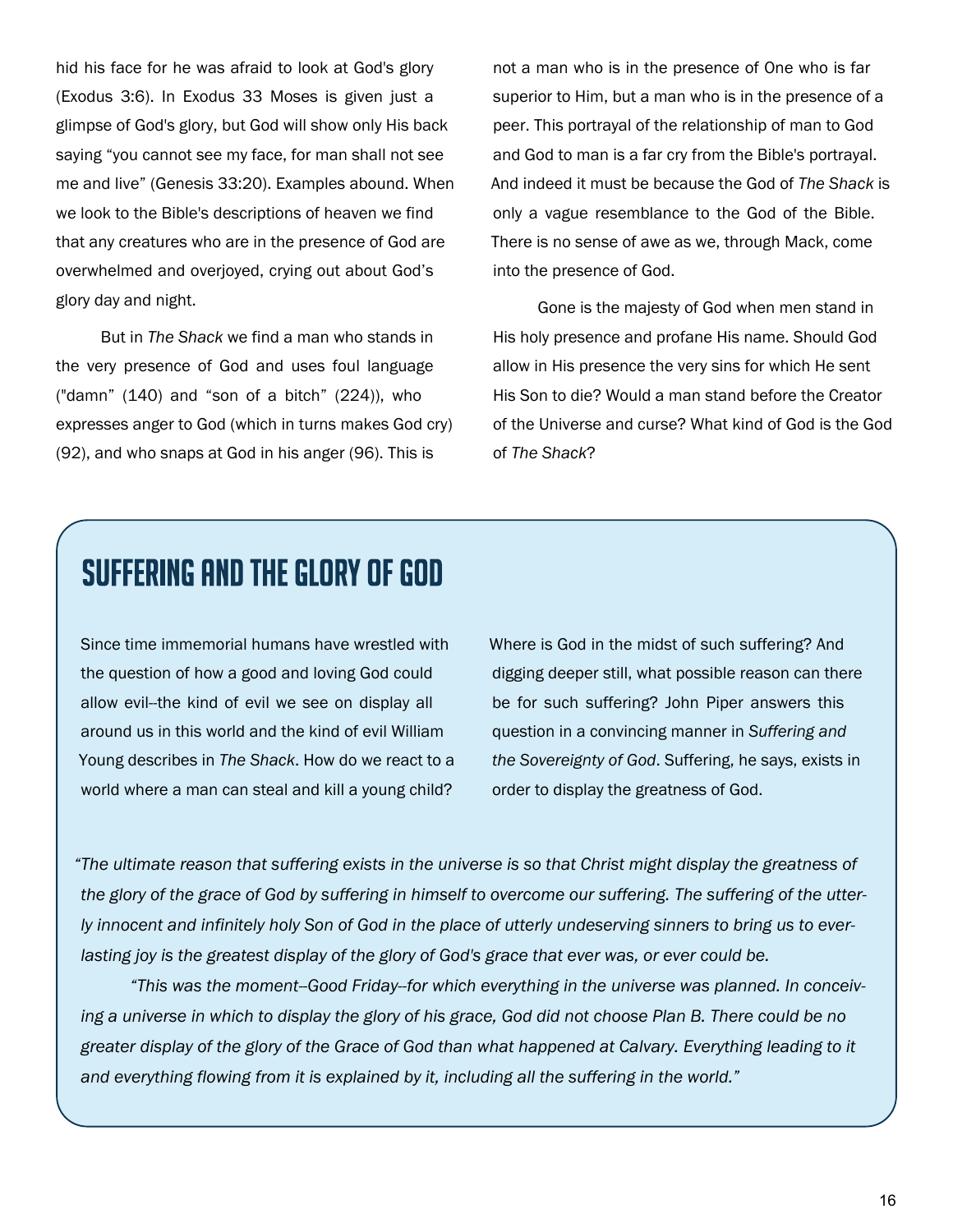hid his face for he was afraid to look at God's glory (Exodus 3:6). In Exodus 33 Moses is given just a glimpse of God's glory, but God will show only His back saying "you cannot see my face, for man shall not see me and live" (Genesis 33:20). Examples abound. When we look to the Bible's descriptions of heaven we find that any creatures who are in the presence of God are overwhelmed and overjoyed, crying out about God's glory day and night.

But in *The Shack* we find a man who stands in the very presence of God and uses foul language ("damn" (140) and "son of a bitch" (224)), who expresses anger to God (which in turns makes God cry) (92), and who snaps at God in his anger (96). This is not a man who is in the presence of One who is far superior to Him, but a man who is in the presence of a peer. This portrayal of the relationship of man to God and God to man is a far cry from the Bible's portrayal. And indeed it must be because the God of *The Shack* is only a vague resemblance to the God of the Bible. There is no sense of awe as we, through Mack, come into the presence of God.

Gone is the majesty of God when men stand in His holy presence and profane His name. Should God allow in His presence the very sins for which He sent His Son to die? Would a man stand before the Creator of the Universe and curse? What kind of God is the God of *The Shack*?

## Suffering and the Glory of God

Since time immemorial humans have wrestled with the question of how a good and loving God could allow evil--the kind of evil we see on display all around us in this world and the kind of evil William Young describes in *The Shack*. How do we react to a world where a man can steal and kill a young child? Where is God in the midst of such suffering? And digging deeper still, what possible reason can there be for such suffering? John Piper answers this question in a convincing manner in *Suffering and the Sovereignty of God*. Suffering, he says, exists in order to display the greatness of God.

*"The ultimate reason that suffering exists in the universe is so that Christ might display the greatness of the glory of the grace of God by suffering in himself to overcome our suffering. The suffering of the utterly innocent and infinitely holy Son of God in the place of utterly undeserving sinners to bring us to everlasting joy is the greatest display of the glory of God's grace that ever was, or ever could be.*

*"This was the moment--Good Friday--for which everything in the universe was planned. In conceiving a universe in which to display the glory of his grace, God did not choose Plan B. There could be no greater display of the glory of the Grace of God than what happened at Calvary. Everything leading to it and everything flowing from it is explained by it, including all the suffering in the world."*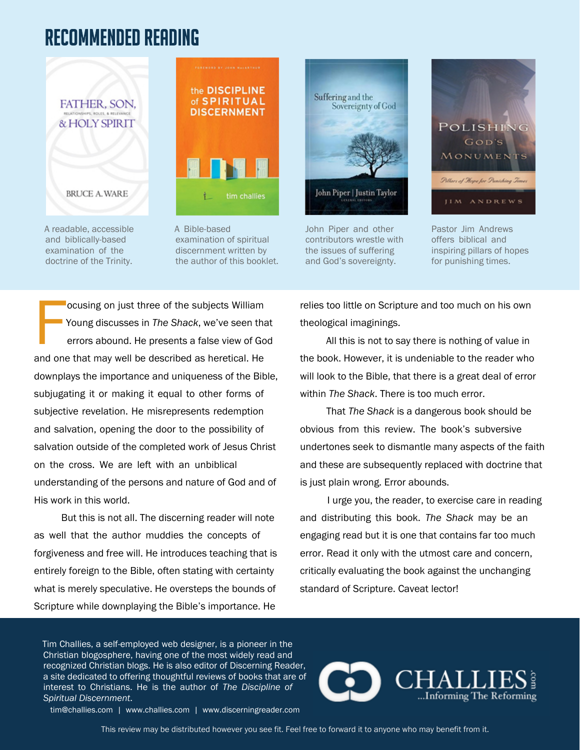# RECOMMENDED READING

**Father, Son, & Holy Spirit** — Bruce A. Ware

A readable, accessible and biblically-based examination of the doctrine of the Trinity.

**The Discipline of Spiritual Discernment** — Tim Challies

A Bible-based examination of spiritual discernment written by the author of this booklet.

**Suffering and the Sovereignty of God** — John Piper | Justin Taylor

John Piper and other contributors wrestle with the issues of suffering and God's sovereignty.

**Polishing God's Monuments** — Jim Andrews

Pastor Jim Andrews offers biblical and inspiring pillars of hopes for punishing times.

Focusing on just three of the subjects William Young discusses in *The Shack*, we've seen that errors abound. He presents a false view of God and one that may well be described as heretical. He downplays the importance and uniqueness of the Bible, subjugating it or making it equal to other forms of subjective revelation. He misrepresents redemption and salvation, opening the door to the possibility of salvation outside of the completed work of Jesus Christ on the cross. We are left with an unbiblical understanding of the persons and nature of God and of His work in this world.

But this is not all. The discerning reader will note as well that the author muddies the concepts of forgiveness and free will. He introduces teaching that is entirely foreign to the Bible, often stating with certainty what is merely speculative. He oversteps the bounds of Scripture while downplaying the Bible's importance. He relies too little on Scripture and too much on his own theological imaginings.

All this is not to say there is nothing of value in the book. However, it is undeniable to the reader who will look to the Bible, that there is a great deal of error within *The Shack*. There is too much error.

That *The Shack* is a dangerous book should be obvious from this review. The book's subversive undertones seek to dismantle many aspects of the faith and these are subsequently replaced with doctrine that is just plain wrong. Error abounds.

I urge you, the reader, to exercise care in reading and distributing this book. *The Shack* may be an engaging read but it is one that contains far too much error. Read it only with the utmost care and concern, critically evaluating the book against the unchanging standard of Scripture. Caveat lector!

Tim Challies, a self-employed web designer, is a pioneer in the Christian blogosphere, having one of the most widely read and recognized Christian blogs. He is also editor of Discerning Reader, a site dedicated to offering thoughtful reviews of books that are of interest to Christians. He is the author of *The Discipline of Spiritual Discernment*.

tim@challies.com | www.challies.com | www.discerningreader.com

CHALLIES.com ...Informing The Reforming

This review may be distributed however you see fit. Feel free to forward it to anyone who may benefit from it.